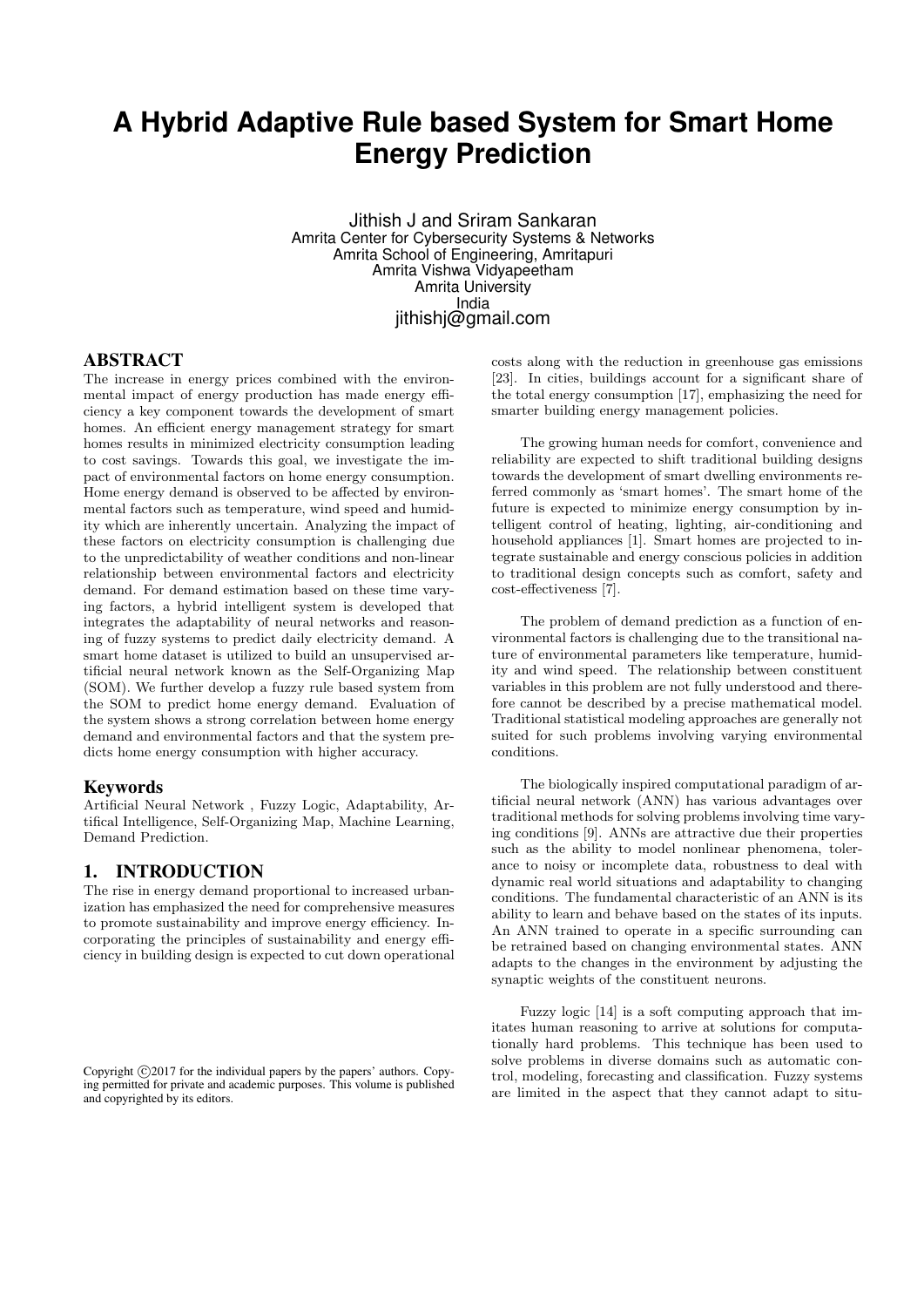# A Hybrid Adaptive Rule based System for Smart Home Energy Prediction

Jithish J and Sriram Sankaran
Amrita Center for Cybersecurity Systems & Networks
Amrita School of Engineering, Amritapuri
Amrita Vishwa Vidyapeetham
Amrita University
India
jithishj@gmail.com

## ABSTRACT

The increase in energy prices combined with the environmental impact of energy production has made energy efficiency a key component towards the development of smart homes. An efficient energy management strategy for smart homes results in minimized electricity consumption leading to cost savings. Towards this goal, we investigate the impact of environmental factors on home energy consumption. Home energy demand is observed to be affected by environmental factors such as temperature, wind speed and humidity which are inherently uncertain. Analyzing the impact of these factors on electricity consumption is challenging due to the unpredictability of weather conditions and non-linear relationship between environmental factors and electricity demand. For demand estimation based on these time varying factors, a hybrid intelligent system is developed that integrates the adaptability of neural networks and reasoning of fuzzy systems to predict daily electricity demand. A smart home dataset is utilized to build an unsupervised artificial neural network known as the Self-Organizing Map (SOM). We further develop a fuzzy rule based system from the SOM to predict home energy demand. Evaluation of the system shows a strong correlation between home energy demand and environmental factors and that the system predicts home energy consumption with higher accuracy.

### Keywords

Artificial Neural Network , Fuzzy Logic, Adaptability, Artifical Intelligence, Self-Organizing Map, Machine Learning, Demand Prediction.

## 1. INTRODUCTION

The rise in energy demand proportional to increased urbanization has emphasized the need for comprehensive measures to promote sustainability and improve energy efficiency. Incorporating the principles of sustainability and energy efficiency in building design is expected to cut down operational costs along with the reduction in greenhouse gas emissions [23]. In cities, buildings account for a significant share of the total energy consumption [17], emphasizing the need for smarter building energy management policies.

The growing human needs for comfort, convenience and reliability are expected to shift traditional building designs towards the development of smart dwelling environments referred commonly as 'smart homes'. The smart home of the future is expected to minimize energy consumption by intelligent control of heating, lighting, air-conditioning and household appliances [1]. Smart homes are projected to integrate sustainable and energy conscious policies in addition to traditional design concepts such as comfort, safety and cost-effectiveness [7].

The problem of demand prediction as a function of environmental factors is challenging due to the transitional nature of environmental parameters like temperature, humidity and wind speed. The relationship between constituent variables in this problem are not fully understood and therefore cannot be described by a precise mathematical model. Traditional statistical modeling approaches are generally not suited for such problems involving varying environmental conditions.

The biologically inspired computational paradigm of artificial neural network (ANN) has various advantages over traditional methods for solving problems involving time varying conditions [9]. ANNs are attractive due their properties such as the ability to model nonlinear phenomena, tolerance to noisy or incomplete data, robustness to deal with dynamic real world situations and adaptability to changing conditions. The fundamental characteristic of an ANN is its ability to learn and behave based on the states of its inputs. An ANN trained to operate in a specific surrounding can be retrained based on changing environmental states. ANN adapts to the changes in the environment by adjusting the synaptic weights of the constituent neurons.

Fuzzy logic [14] is a soft computing approach that imitates human reasoning to arrive at solutions for computationally hard problems. This technique has been used to solve problems in diverse domains such as automatic control, modeling, forecasting and classification. Fuzzy systems are limited in the aspect that they cannot adapt to situ-

Copyright ©2017 for the individual papers by the papers' authors. Copying permitted for private and academic purposes. This volume is published and copyrighted by its editors.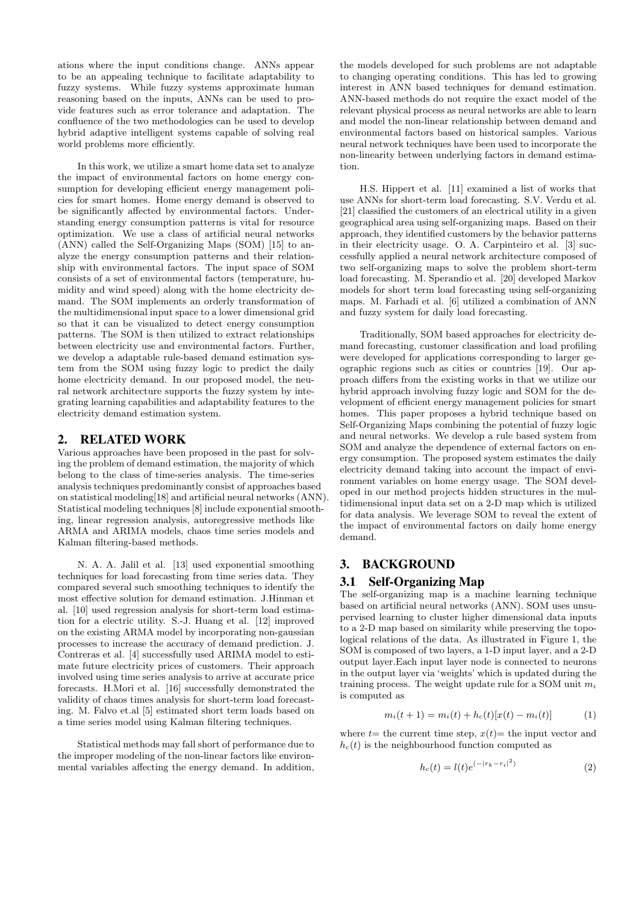ations where the input conditions change. ANNs appear to be an appealing technique to facilitate adaptability to fuzzy systems. While fuzzy systems approximate human reasoning based on the inputs, ANNs can be used to provide features such as error tolerance and adaptation. The confluence of the two methodologies can be used to develop hybrid adaptive intelligent systems capable of solving real world problems more efficiently.

In this work, we utilize a smart home data set to analyze the impact of environmental factors on home energy consumption for developing efficient energy management policies for smart homes. Home energy demand is observed to be significantly affected by environmental factors. Understanding energy consumption patterns is vital for resource optimization. We use a class of artificial neural networks (ANN) called the Self-Organizing Maps (SOM) [15] to analyze the energy consumption patterns and their relationship with environmental factors. The input space of SOM consists of a set of environmental factors (temperature, humidity and wind speed) along with the home electricity demand. The SOM implements an orderly transformation of the multidimensional input space to a lower dimensional grid so that it can be visualized to detect energy consumption patterns. The SOM is then utilized to extract relationships between electricity use and environmental factors. Further, we develop a adaptable rule-based demand estimation system from the SOM using fuzzy logic to predict the daily home electricity demand. In our proposed model, the neural network architecture supports the fuzzy system by integrating learning capabilities and adaptability features to the electricity demand estimation system.

## 2. RELATED WORK

Various approaches have been proposed in the past for solving the problem of demand estimation, the majority of which belong to the class of time-series analysis. The time-series analysis techniques predominantly consist of approaches based on statistical modeling[18] and artificial neural networks (ANN). Statistical modeling techniques [8] include exponential smoothing, linear regression analysis, autoregressive methods like ARMA and ARIMA models, chaos time series models and Kalman filtering-based methods.

N. A. A. Jalil et al. [13] used exponential smoothing techniques for load forecasting from time series data. They compared several such smoothing techniques to identify the most effective solution for demand estimation. J.Hinman et al. [10] used regression analysis for short-term load estimation for a electric utility. S.-J. Huang et al. [12] improved on the existing ARMA model by incorporating non-gaussian processes to increase the accuracy of demand prediction. J. Contreras et al. [4] successfully used ARIMA model to estimate future electricity prices of customers. Their approach involved using time series analysis to arrive at accurate price forecasts. H.Mori et al. [16] successfully demonstrated the validity of chaos times analysis for short-term load forecasting. M. Falvo et.al [5] estimated short term loads based on a time series model using Kalman filtering techniques.

Statistical methods may fall short of performance due to the improper modeling of the non-linear factors like environmental variables affecting the energy demand. In addition, the models developed for such problems are not adaptable to changing operating conditions. This has led to growing interest in ANN based techniques for demand estimation. ANN-based methods do not require the exact model of the relevant physical process as neural networks are able to learn and model the non-linear relationship between demand and environmental factors based on historical samples. Various neural network techniques have been used to incorporate the non-linearity between underlying factors in demand estimation.

H.S. Hippert et al. [11] examined a list of works that use ANNs for short-term load forecasting. S.V. Verdu et al. [21] classified the customers of an electrical utility in a given geographical area using self-organizing maps. Based on their approach, they identified customers by the behavior patterns in their electricity usage. O. A. Carpinteiro et al. [3] successfully applied a neural network architecture composed of two self-organizing maps to solve the problem short-term load forecasting. M. Sperandio et al. [20] developed Markov models for short term load forecasting using self-organizing maps. M. Farhadi et al. [6] utilized a combination of ANN and fuzzy system for daily load forecasting.

Traditionally, SOM based approaches for electricity demand forecasting, customer classification and load profiling were developed for applications corresponding to larger geographic regions such as cities or countries [19]. Our approach differs from the existing works in that we utilize our hybrid approach involving fuzzy logic and SOM for the development of efficient energy management policies for smart homes. This paper proposes a hybrid technique based on Self-Organizing Maps combining the potential of fuzzy logic and neural networks. We develop a rule based system from SOM and analyze the dependence of external factors on energy consumption. The proposed system estimates the daily electricity demand taking into account the impact of environment variables on home energy usage. The SOM developed in our method projects hidden structures in the multidimensional input data set on a 2-D map which is utilized for data analysis. We leverage SOM to reveal the extent of the impact of environmental factors on daily home energy demand.

## 3. BACKGROUND

### 3.1 Self-Organizing Map

The self-organizing map is a machine learning technique based on artificial neural networks (ANN). SOM uses unsupervised learning to cluster higher dimensional data inputs to a 2-D map based on similarity while preserving the topological relations of the data. As illustrated in Figure 1, the SOM is composed of two layers, a 1-D input layer, and a 2-D output layer.Each input layer node is connected to neurons in the output layer via 'weights' which is updated during the training process. The weight update rule for a SOM unit $m_i$ is computed as

$$m_i(t+1) = m_i(t) + h_c(t)[x(t) - m_i(t)] \tag{1}$$

where $t$= the current time step, $x(t)$= the input vector and $h_c(t)$ is the neighbourhood function computed as

$$h_c(t) = l(t)e^{(-|r_k - r_i|^2)} \tag{2}$$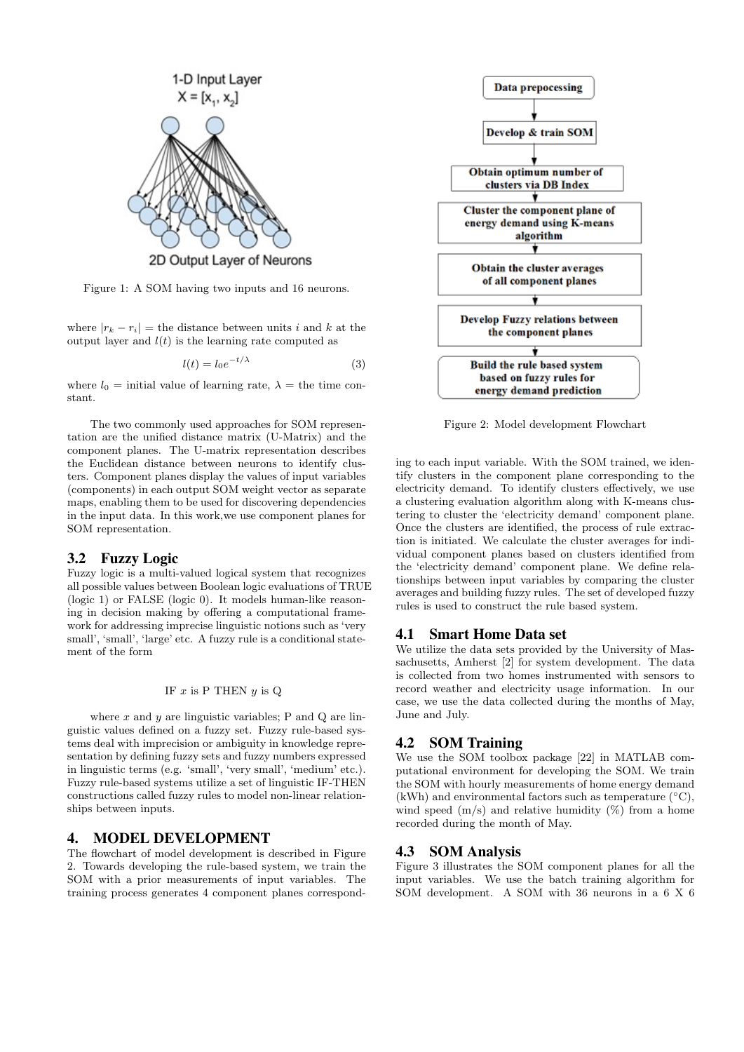Figure 1: A SOM having two inputs and 16 neurons.

where $|r_k - r_i|$ = the distance between units $i$ and $k$ at the output layer and $l(t)$ is the learning rate computed as

$$l(t) = l_0 e^{-t/\lambda} \tag{3}$$

where $l_0$ = initial value of learning rate, $\lambda$ = the time constant.

The two commonly used approaches for SOM representation are the unified distance matrix (U-Matrix) and the component planes. The U-matrix representation describes the Euclidean distance between neurons to identify clusters. Component planes display the values of input variables (components) in each output SOM weight vector as separate maps, enabling them to be used for discovering dependencies in the input data. In this work,we use component planes for SOM representation.

## 3.2 Fuzzy Logic

Fuzzy logic is a multi-valued logical system that recognizes all possible values between Boolean logic evaluations of TRUE (logic 1) or FALSE (logic 0). It models human-like reasoning in decision making by offering a computational framework for addressing imprecise linguistic notions such as 'very small', 'small', 'large' etc. A fuzzy rule is a conditional statement of the form

IF $x$ is P THEN $y$ is Q

where $x$ and $y$ are linguistic variables; P and Q are linguistic values defined on a fuzzy set. Fuzzy rule-based systems deal with imprecision or ambiguity in knowledge representation by defining fuzzy sets and fuzzy numbers expressed in linguistic terms (e.g. 'small', 'very small', 'medium' etc.). Fuzzy rule-based systems utilize a set of linguistic IF-THEN constructions called fuzzy rules to model non-linear relationships between inputs.

# 4. MODEL DEVELOPMENT

The flowchart of model development is described in Figure 2. Towards developing the rule-based system, we train the SOM with a prior measurements of input variables. The training process generates 4 component planes corresponding to each input variable. With the SOM trained, we identify clusters in the component plane corresponding to the electricity demand. To identify clusters effectively, we use a clustering evaluation algorithm along with K-means clustering to cluster the 'electricity demand' component plane. Once the clusters are identified, the process of rule extraction is initiated. We calculate the cluster averages for individual component planes based on clusters identified from the 'electricity demand' component plane. We define relationships between input variables by comparing the cluster averages and building fuzzy rules. The set of developed fuzzy rules is used to construct the rule based system.

Figure 2: Model development Flowchart

## 4.1 Smart Home Data set

We utilize the data sets provided by the University of Massachusetts, Amherst [2] for system development. The data is collected from two homes instrumented with sensors to record weather and electricity usage information. In our case, we use the data collected during the months of May, June and July.

## 4.2 SOM Training

We use the SOM toolbox package [22] in MATLAB computational environment for developing the SOM. We train the SOM with hourly measurements of home energy demand (kWh) and environmental factors such as temperature (°C), wind speed (m/s) and relative humidity (%) from a home recorded during the month of May.

## 4.3 SOM Analysis

Figure 3 illustrates the SOM component planes for all the input variables. We use the batch training algorithm for SOM development. A SOM with 36 neurons in a 6 X 6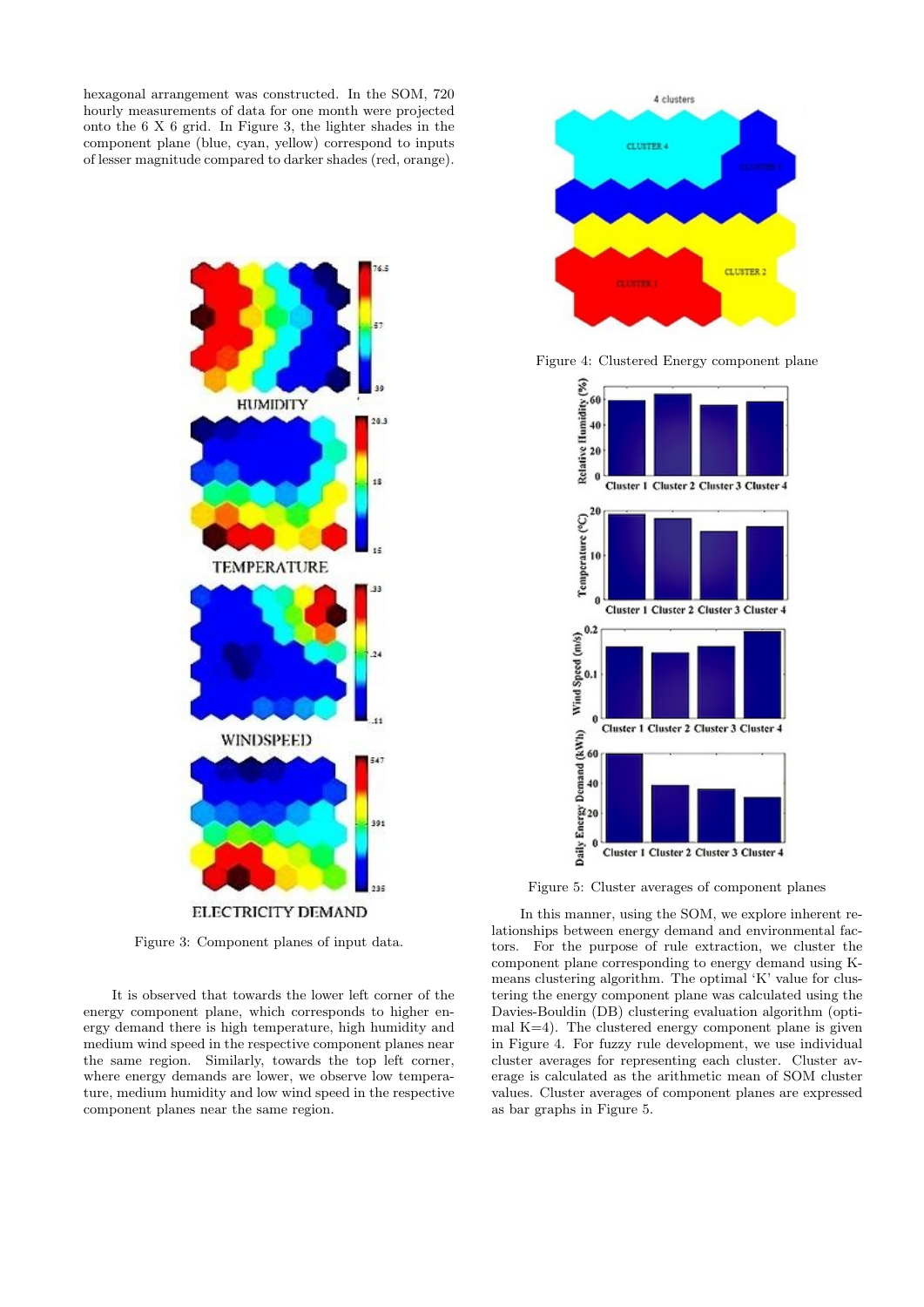hexagonal arrangement was constructed. In the SOM, 720 hourly measurements of data for one month were projected onto the 6 X 6 grid. In Figure 3, the lighter shades in the component plane (blue, cyan, yellow) correspond to inputs of lesser magnitude compared to darker shades (red, orange).

Figure 3: Component planes of input data.

It is observed that towards the lower left corner of the energy component plane, which corresponds to higher energy demand there is high temperature, high humidity and medium wind speed in the respective component planes near the same region. Similarly, towards the top left corner, where energy demands are lower, we observe low temperature, medium humidity and low wind speed in the respective component planes near the same region.

Figure 4: Clustered Energy component plane

Figure 5: Cluster averages of component planes

In this manner, using the SOM, we explore inherent relationships between energy demand and environmental factors. For the purpose of rule extraction, we cluster the component plane corresponding to energy demand using K-means clustering algorithm. The optimal 'K' value for clustering the energy component plane was calculated using the Davies-Bouldin (DB) clustering evaluation algorithm (optimal K=4). The clustered energy component plane is given in Figure 4. For fuzzy rule development, we use individual cluster averages for representing each cluster. Cluster average is calculated as the arithmetic mean of SOM cluster values. Cluster averages of component planes are expressed as bar graphs in Figure 5.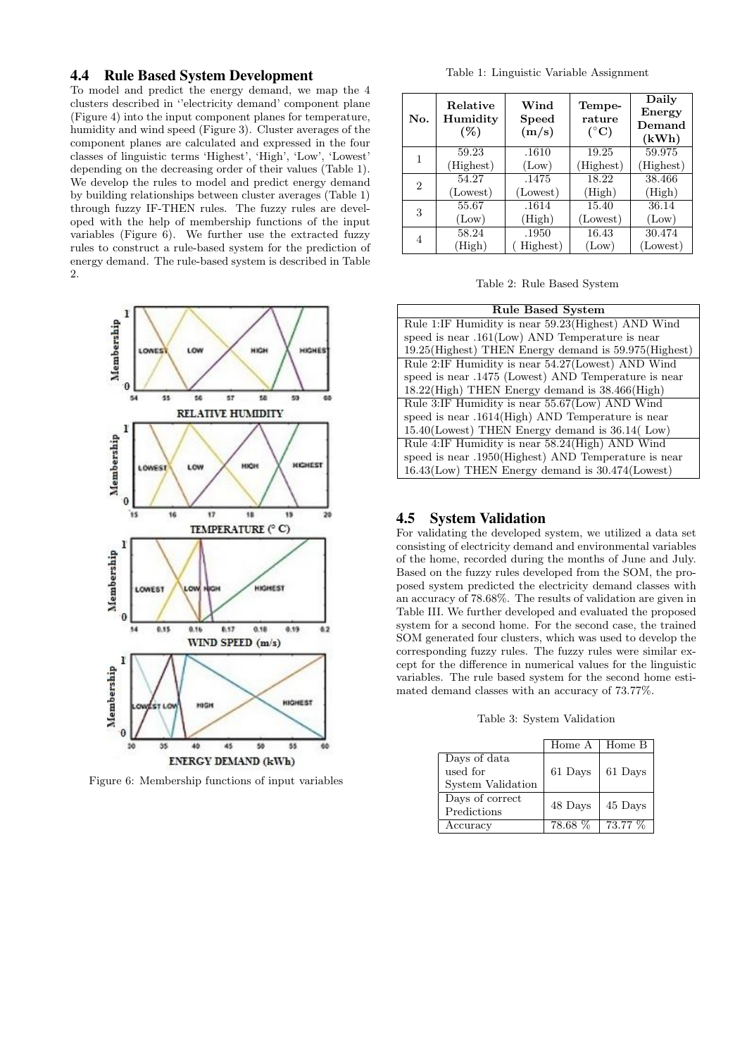### 4.4 Rule Based System Development

To model and predict the energy demand, we map the 4 clusters described in ''electricity demand' component plane (Figure 4) into the input component planes for temperature, humidity and wind speed (Figure 3). Cluster averages of the component planes are calculated and expressed in the four classes of linguistic terms 'Highest', 'High', 'Low', 'Lowest' depending on the decreasing order of their values (Table 1). We develop the rules to model and predict energy demand by building relationships between cluster averages (Table 1) through fuzzy IF-THEN rules. The fuzzy rules are developed with the help of membership functions of the input variables (Figure 6). We further use the extracted fuzzy rules to construct a rule-based system for the prediction of energy demand. The rule-based system is described in Table 2.

Figure 6: Membership functions of input variables

Table 1: Linguistic Variable Assignment

| No. | Relative Humidity (%) | Wind Speed (m/s) | Temperature (°C) | Daily Energy Demand (kWh) |
|---|---|---|---|---|
| 1 | 59.23 (Highest) | .1610 (Low) | 19.25 (Highest) | 59.975 (Highest) |
| 2 | 54.27 (Lowest) | .1475 (Lowest) | 18.22 (High) | 38.466 (High) |
| 3 | 55.67 (Low) | .1614 (High) | 15.40 (Lowest) | 36.14 (Low) |
| 4 | 58.24 (High) | .1950 ( Highest) | 16.43 (Low) | 30.474 (Lowest) |

Table 2: Rule Based System

| Rule Based System |
|---|
| Rule 1:IF Humidity is near 59.23(Highest) AND Wind speed is near .161(Low) AND Temperature is near 19.25(Highest) THEN Energy demand is 59.975(Highest) |
| Rule 2:IF Humidity is near 54.27(Lowest) AND Wind speed is near .1475 (Lowest) AND Temperature is near 18.22(High) THEN Energy demand is 38.466(High) |
| Rule 3:IF Humidity is near 55.67(Low) AND Wind speed is near .1614(High) AND Temperature is near 15.40(Lowest) THEN Energy demand is 36.14( Low) |
| Rule 4:IF Humidity is near 58.24(High) AND Wind speed is near .1950(Highest) AND Temperature is near 16.43(Low) THEN Energy demand is 30.474(Lowest) |

### 4.5 System Validation

For validating the developed system, we utilized a data set consisting of electricity demand and environmental variables of the home, recorded during the months of June and July. Based on the fuzzy rules developed from the SOM, the proposed system predicted the electricity demand classes with an accuracy of 78.68%. The results of validation are given in Table III. We further developed and evaluated the proposed system for a second home. For the second case, the trained SOM generated four clusters, which was used to develop the corresponding fuzzy rules. The fuzzy rules were similar except for the difference in numerical values for the linguistic variables. The rule based system for the second home estimated demand classes with an accuracy of 73.77%.

Table 3: System Validation

| | Home A | Home B |
|---|---|---|
| Days of data used for System Validation | 61 Days | 61 Days |
| Days of correct Predictions | 48 Days | 45 Days |
| Accuracy | 78.68 % | 73.77 % |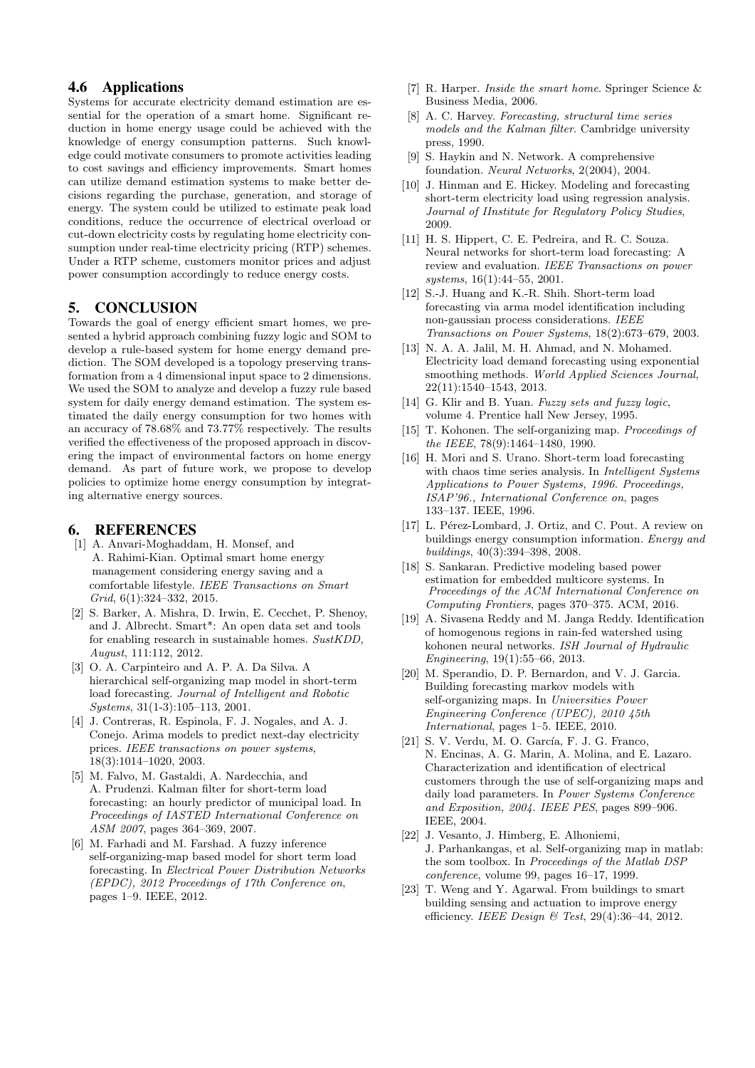### 4.6 Applications

Systems for accurate electricity demand estimation are essential for the operation of a smart home. Significant reduction in home energy usage could be achieved with the knowledge of energy consumption patterns. Such knowledge could motivate consumers to promote activities leading to cost savings and efficiency improvements. Smart homes can utilize demand estimation systems to make better decisions regarding the purchase, generation, and storage of energy. The system could be utilized to estimate peak load conditions, reduce the occurrence of electrical overload or cut-down electricity costs by regulating home electricity consumption under real-time electricity pricing (RTP) schemes. Under a RTP scheme, customers monitor prices and adjust power consumption accordingly to reduce energy costs.

## 5. CONCLUSION

Towards the goal of energy efficient smart homes, we presented a hybrid approach combining fuzzy logic and SOM to develop a rule-based system for home energy demand prediction. The SOM developed is a topology preserving transformation from a 4 dimensional input space to 2 dimensions. We used the SOM to analyze and develop a fuzzy rule based system for daily energy demand estimation. The system estimated the daily energy consumption for two homes with an accuracy of 78.68% and 73.77% respectively. The results verified the effectiveness of the proposed approach in discovering the impact of environmental factors on home energy demand. As part of future work, we propose to develop policies to optimize home energy consumption by integrating alternative energy sources.

## 6. REFERENCES

[1] A. Anvari-Moghaddam, H. Monsef, and A. Rahimi-Kian. Optimal smart home energy management considering energy saving and a comfortable lifestyle. *IEEE Transactions on Smart Grid*, 6(1):324–332, 2015.

[2] S. Barker, A. Mishra, D. Irwin, E. Cecchet, P. Shenoy, and J. Albrecht. Smart*: An open data set and tools for enabling research in sustainable homes. *SustKDD, August*, 111:112, 2012.

[3] O. A. Carpinteiro and A. P. A. Da Silva. A hierarchical self-organizing map model in short-term load forecasting. *Journal of Intelligent and Robotic Systems*, 31(1-3):105–113, 2001.

[4] J. Contreras, R. Espinola, F. J. Nogales, and A. J. Conejo. Arima models to predict next-day electricity prices. *IEEE transactions on power systems*, 18(3):1014–1020, 2003.

[5] M. Falvo, M. Gastaldi, A. Nardecchia, and A. Prudenzi. Kalman filter for short-term load forecasting: an hourly predictor of municipal load. In *Proceedings of IASTED International Conference on ASM 2007*, pages 364–369, 2007.

[6] M. Farhadi and M. Farshad. A fuzzy inference self-organizing-map based model for short term load forecasting. In *Electrical Power Distribution Networks (EPDC), 2012 Proceedings of 17th Conference on*, pages 1–9. IEEE, 2012.

[7] R. Harper. *Inside the smart home*. Springer Science & Business Media, 2006.

[8] A. C. Harvey. *Forecasting, structural time series models and the Kalman filter*. Cambridge university press, 1990.

[9] S. Haykin and N. Network. A comprehensive foundation. *Neural Networks*, 2(2004), 2004.

[10] J. Hinman and E. Hickey. Modeling and forecasting short-term electricity load using regression analysis. *Journal of IInstitute for Regulatory Policy Studies*, 2009.

[11] H. S. Hippert, C. E. Pedreira, and R. C. Souza. Neural networks for short-term load forecasting: A review and evaluation. *IEEE Transactions on power systems*, 16(1):44–55, 2001.

[12] S.-J. Huang and K.-R. Shih. Short-term load forecasting via arma model identification including non-gaussian process considerations. *IEEE Transactions on Power Systems*, 18(2):673–679, 2003.

[13] N. A. A. Jalil, M. H. Ahmad, and N. Mohamed. Electricity load demand forecasting using exponential smoothing methods. *World Applied Sciences Journal*, 22(11):1540–1543, 2013.

[14] G. Klir and B. Yuan. *Fuzzy sets and fuzzy logic*, volume 4. Prentice hall New Jersey, 1995.

[15] T. Kohonen. The self-organizing map. *Proceedings of the IEEE*, 78(9):1464–1480, 1990.

[16] H. Mori and S. Urano. Short-term load forecasting with chaos time series analysis. In *Intelligent Systems Applications to Power Systems, 1996. Proceedings, ISAP'96., International Conference on*, pages 133–137. IEEE, 1996.

[17] L. Pérez-Lombard, J. Ortiz, and C. Pout. A review on buildings energy consumption information. *Energy and buildings*, 40(3):394–398, 2008.

[18] S. Sankaran. Predictive modeling based power estimation for embedded multicore systems. In *Proceedings of the ACM International Conference on Computing Frontiers*, pages 370–375. ACM, 2016.

[19] A. Sivasena Reddy and M. Janga Reddy. Identification of homogenous regions in rain-fed watershed using kohonen neural networks. *ISH Journal of Hydraulic Engineering*, 19(1):55–66, 2013.

[20] M. Sperandio, D. P. Bernardon, and V. J. Garcia. Building forecasting markov models with self-organizing maps. In *Universities Power Engineering Conference (UPEC), 2010 45th International*, pages 1–5. IEEE, 2010.

[21] S. V. Verdu, M. O. García, F. J. G. Franco, N. Encinas, A. G. Marin, A. Molina, and E. Lazaro. Characterization and identification of electrical customers through the use of self-organizing maps and daily load parameters. In *Power Systems Conference and Exposition, 2004. IEEE PES*, pages 899–906. IEEE, 2004.

[22] J. Vesanto, J. Himberg, E. Alhoniemi, J. Parhankangas, et al. Self-organizing map in matlab: the som toolbox. In *Proceedings of the Matlab DSP conference*, volume 99, pages 16–17, 1999.

[23] T. Weng and Y. Agarwal. From buildings to smart building sensing and actuation to improve energy efficiency. *IEEE Design & Test*, 29(4):36–44, 2012.